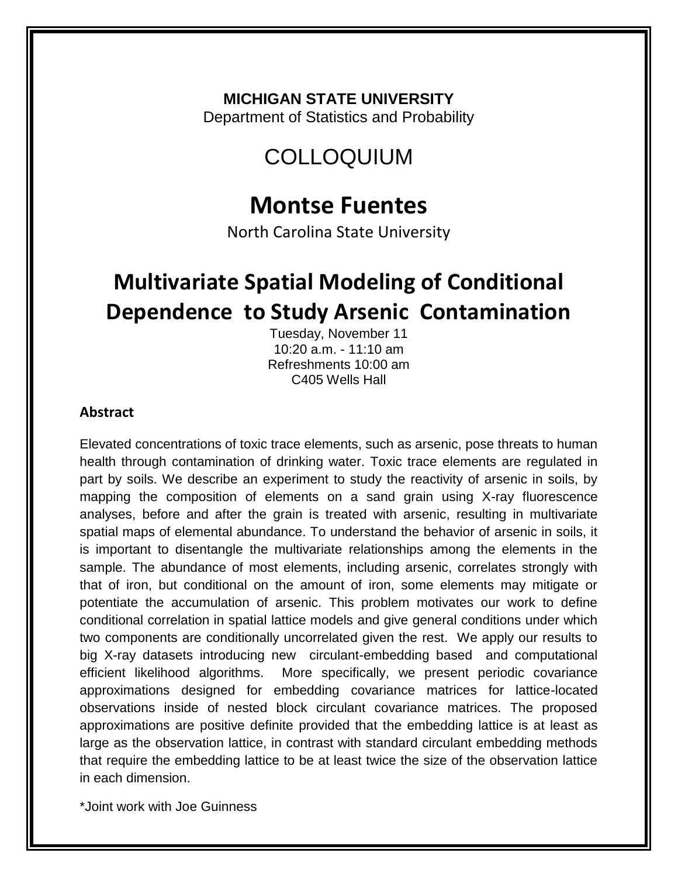**MICHIGAN STATE UNIVERSITY**
Department of Statistics and Probability

# COLLOQUIUM

# Montse Fuentes

North Carolina State University

# Multivariate Spatial Modeling of Conditional Dependence to Study Arsenic Contamination

Tuesday, November 11
10:20 a.m. - 11:10 am
Refreshments 10:00 am
C405 Wells Hall

### Abstract

Elevated concentrations of toxic trace elements, such as arsenic, pose threats to human health through contamination of drinking water. Toxic trace elements are regulated in part by soils. We describe an experiment to study the reactivity of arsenic in soils, by mapping the composition of elements on a sand grain using X-ray fluorescence analyses, before and after the grain is treated with arsenic, resulting in multivariate spatial maps of elemental abundance. To understand the behavior of arsenic in soils, it is important to disentangle the multivariate relationships among the elements in the sample. The abundance of most elements, including arsenic, correlates strongly with that of iron, but conditional on the amount of iron, some elements may mitigate or potentiate the accumulation of arsenic. This problem motivates our work to define conditional correlation in spatial lattice models and give general conditions under which two components are conditionally uncorrelated given the rest. We apply our results to big X-ray datasets introducing new circulant-embedding based and computational efficient likelihood algorithms. More specifically, we present periodic covariance approximations designed for embedding covariance matrices for lattice-located observations inside of nested block circulant covariance matrices. The proposed approximations are positive definite provided that the embedding lattice is at least as large as the observation lattice, in contrast with standard circulant embedding methods that require the embedding lattice to be at least twice the size of the observation lattice in each dimension.

*Joint work with Joe Guinness